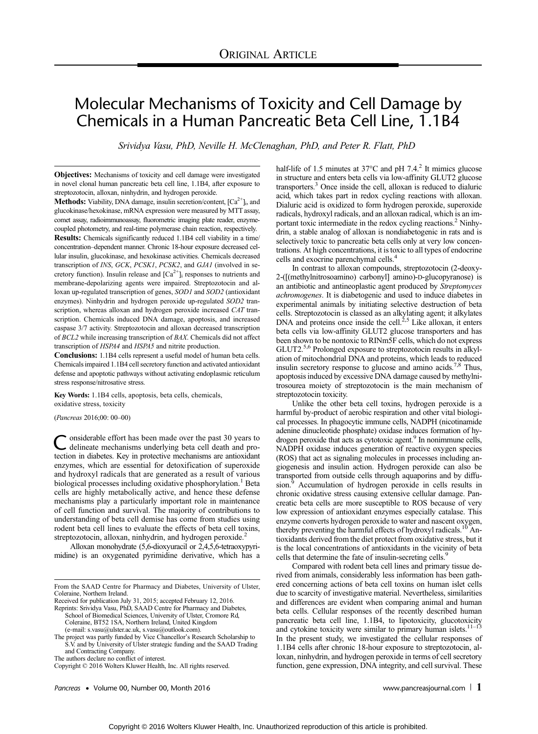ORIGINAL ARTICLE

# Molecular Mechanisms of Toxicity and Cell Damage by Chemicals in a Human Pancreatic Beta Cell Line, 1.1B4

*Srividya Vasu, PhD, Neville H. McClenaghan, PhD, and Peter R. Flatt, PhD*

**Objectives:** Mechanisms of toxicity and cell damage were investigated in novel clonal human pancreatic beta cell line, 1.1B4, after exposure to streptozotocin, alloxan, ninhydrin, and hydrogen peroxide.

**Methods:** Viability, DNA damage, insulin secretion/content, $[Ca^{2+}]_i$, and glucokinase/hexokinase, mRNA expression were measured by MTT assay, comet assay, radioimmunoassay, fluorometric imaging plate reader, enzyme-coupled photometry, and real-time polymerase chain reaction, respectively.

**Results:** Chemicals significantly reduced 1.1B4 cell viability in a time/concentration–dependent manner. Chronic 18-hour exposure decreased cellular insulin, glucokinase, and hexokinase activities. Chemicals decreased transcription of *INS*, *GCK*, *PCSK1*, *PCSK2*, and *GJA1* (involved in secretory function). Insulin release and $[Ca^{2+}]_i$ responses to nutrients and membrane-depolarizing agents were impaired. Streptozotocin and alloxan up-regulated transcription of genes, *SOD1* and *SOD2* (antioxidant enzymes). Ninhydrin and hydrogen peroxide up-regulated *SOD2* transcription, whereas alloxan and hydrogen peroxide increased *CAT* transcription. Chemicals induced DNA damage, apoptosis, and increased caspase 3/7 activity. Streptozotocin and alloxan decreased transcription of *BCL2* while increasing transcription of *BAX*. Chemicals did not affect transcription of *HSPA4* and *HSPA5* and nitrite production.

**Conclusions:** 1.1B4 cells represent a useful model of human beta cells. Chemicals impaired 1.1B4 cell secretory function and activated antioxidant defense and apoptotic pathways without activating endoplasmic reticulum stress response/nitrosative stress.

**Key Words:** 1.1B4 cells, apoptosis, beta cells, chemicals, oxidative stress, toxicity

(*Pancreas* 2016;00: 00–00)

Considerable effort has been made over the past 30 years to delineate mechanisms underlying beta cell death and protection in diabetes. Key in protective mechanisms are antioxidant enzymes, which are essential for detoxification of superoxide and hydroxyl radicals that are generated as a result of various biological processes including oxidative phosphorylation.[1] Beta cells are highly metabolically active, and hence these defense mechanisms play a particularly important role in maintenance of cell function and survival. The majority of contributions to understanding of beta cell demise has come from studies using rodent beta cell lines to evaluate the effects of beta cell toxins, streptozotocin, alloxan, ninhydrin, and hydrogen peroxide.[2]

Alloxan monohydrate (5,6-dioxyuracil or 2,4,5,6-tetraoxypyrimidine) is an oxygenated pyrimidine derivative, which has a half-life of 1.5 minutes at 37°C and pH 7.4.[2] It mimics glucose in structure and enters beta cells via low-affinity GLUT2 glucose transporters.[3] Once inside the cell, alloxan is reduced to dialuric acid, which takes part in redox cycling reactions with alloxan. Dialuric acid is oxidized to form hydrogen peroxide, superoxide radicals, hydroxyl radicals, and an alloxan radical, which is an important toxic intermediate in the redox cycling reactions.[2] Ninhydrin, a stable analog of alloxan is nondiabetogenic in rats and is selectively toxic to pancreatic beta cells only at very low concentrations. At high concentrations, it is toxic to all types of endocrine cells and exocrine parenchymal cells.[4]

In contrast to alloxan compounds, streptozotocin (2-deoxy-2-([(methylnitrosoamino) carbonyl] amino)-D-glucopyranose) is an antibiotic and antineoplastic agent produced by *Streptomyces achromogenes*. It is diabetogenic and used to induce diabetes in experimental animals by initiating selective destruction of beta cells. Streptozotocin is classed as an alkylating agent; it alkylates DNA and proteins once inside the cell.[2,5] Like alloxan, it enters beta cells via low-affinity GLUT2 glucose transporters and has been shown to be nontoxic to RINm5F cells, which do not express GLUT2.[5,6] Prolonged exposure to streptozotocin results in alkylation of mitochondrial DNA and proteins, which leads to reduced insulin secretory response to glucose and amino acids.[7,8] Thus, apoptosis induced by excessive DNA damage caused by methylnitrosourea moiety of streptozotocin is the main mechanism of streptozotocin toxicity.

Unlike the other beta cell toxins, hydrogen peroxide is a harmful by-product of aerobic respiration and other vital biological processes. In phagocytic immune cells, NADPH (nicotinamide adenine dinucleotide phosphate) oxidase induces formation of hydrogen peroxide that acts as cytotoxic agent.[9] In nonimmune cells, NADPH oxidase induces generation of reactive oxygen species (ROS) that act as signaling molecules in processes including angiogenesis and insulin action. Hydrogen peroxide can also be transported from outside cells through aquaporins and by diffusion.[9] Accumulation of hydrogen peroxide in cells results in chronic oxidative stress causing extensive cellular damage. Pancreatic beta cells are more susceptible to ROS because of very low expression of antioxidant enzymes especially catalase. This enzyme converts hydrogen peroxide to water and nascent oxygen, thereby preventing the harmful effects of hydroxyl radicals.[10] Antioxidants derived from the diet protect from oxidative stress, but it is the local concentrations of antioxidants in the vicinity of beta cells that determine the fate of insulin-secreting cells.[9]

Compared with rodent beta cell lines and primary tissue derived from animals, considerably less information has been gathered concerning actions of beta cell toxins on human islet cells due to scarcity of investigative material. Nevertheless, similarities and differences are evident when comparing animal and human beta cells. Cellular responses of the recently described human pancreatic beta cell line, 1.1B4, to lipotoxicity, glucotoxicity and cytokine toxicity were similar to primary human islets.[11–13] In the present study, we investigated the cellular responses of 1.1B4 cells after chronic 18-hour exposure to streptozotocin, alloxan, ninhydrin, and hydrogen peroxide in terms of cell secretory function, gene expression, DNA integrity, and cell survival. These

From the SAAD Centre for Pharmacy and Diabetes, University of Ulster, Coleraine, Northern Ireland.
Received for publication July 31, 2015; accepted February 12, 2016.
Reprints: Srividya Vasu, PhD, SAAD Centre for Pharmacy and Diabetes, School of Biomedical Sciences, University of Ulster, Cromore Rd, Coleraine, BT52 1SA, Northern Ireland, United Kingdom (e-mail: s.vasu@ulster.ac.uk, s.vasu@outlook.com).
The project was partly funded by Vice Chancellor's Research Scholarship to S.V. and by University of Ulster strategic funding and the SAAD Trading and Contracting Company.
The authors declare no conflict of interest.
Copyright © 2016 Wolters Kluwer Health, Inc. All rights reserved.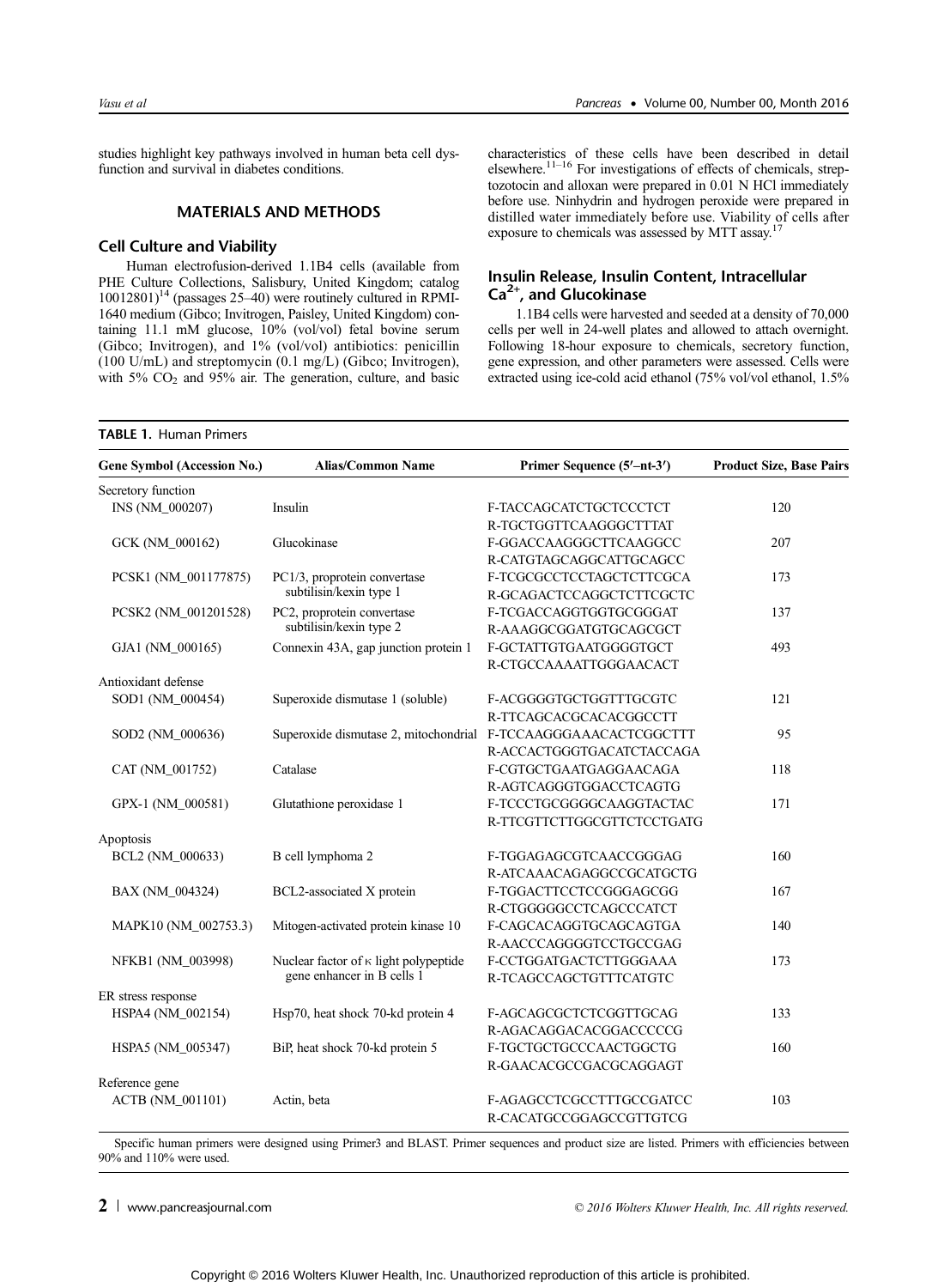studies highlight key pathways involved in human beta cell dysfunction and survival in diabetes conditions.

## MATERIALS AND METHODS

### Cell Culture and Viability

Human electrofusion-derived 1.1B4 cells (available from PHE Culture Collections, Salisbury, United Kingdom; catalog 10012801)[14] (passages 25–40) were routinely cultured in RPMI-1640 medium (Gibco; Invitrogen, Paisley, United Kingdom) containing 11.1 mM glucose, 10% (vol/vol) fetal bovine serum (Gibco; Invitrogen), and 1% (vol/vol) antibiotics: penicillin (100 U/mL) and streptomycin (0.1 mg/L) (Gibco; Invitrogen), with 5% $CO_2$ and 95% air. The generation, culture, and basic characteristics of these cells have been described in detail elsewhere.[11–16] For investigations of effects of chemicals, streptozotocin and alloxan were prepared in 0.01 N HCl immediately before use. Ninhydrin and hydrogen peroxide were prepared in distilled water immediately before use. Viability of cells after exposure to chemicals was assessed by MTT assay.[17]

### Insulin Release, Insulin Content, Intracellular $Ca^{2+}$, and Glucokinase

1.1B4 cells were harvested and seeded at a density of 70,000 cells per well in 24-well plates and allowed to attach overnight. Following 18-hour exposure to chemicals, secretory function, gene expression, and other parameters were assessed. Cells were extracted using ice-cold acid ethanol (75% vol/vol ethanol, 1.5%

**TABLE 1.** Human Primers

| Gene Symbol (Accession No.) | Alias/Common Name | Primer Sequence (5′–nt-3′) | Product Size, Base Pairs |
|---|---|---|---|
| Secretory function | | | |
| INS (NM_000207) | Insulin | F-TACCAGCATCTGCTCCCTCT<br>R-TGCTGGTTCAAGGGCTTTAT | 120 |
| GCK (NM_000162) | Glucokinase | F-GGACCAAGGGCTTCAAGGCC<br>R-CATGTAGCAGGCATTGCAGCC | 207 |
| PCSK1 (NM_001177875) | PC1/3, proprotein convertase subtilisin/kexin type 1 | F-TCGCGCCTCCTAGCTCTTCGCA<br>R-GCAGACTCCAGGCTCTTCGCTC | 173 |
| PCSK2 (NM_001201528) | PC2, proprotein convertase subtilisin/kexin type 2 | F-TCGACCAGGTGGTGCGGGAT<br>R-AAAGGCGGATGTGCAGCGCT | 137 |
| GJA1 (NM_000165) | Connexin 43A, gap junction protein 1 | F-GCTATTGTGAATGGGGTGCT<br>R-CTGCCAAAATTGGGAACACT | 493 |
| Antioxidant defense | | | |
| SOD1 (NM_000454) | Superoxide dismutase 1 (soluble) | F-ACGGGGTGCTGGTTTGCGTC<br>R-TTCAGCACGCACACGGCCTT | 121 |
| SOD2 (NM_000636) | Superoxide dismutase 2, mitochondrial | F-TCCAAGGGAAACACTCGGCTTT<br>R-ACCACTGGGTGACATCTACCAGA | 95 |
| CAT (NM_001752) | Catalase | F-CGTGCTGAATGAGGAACAGA<br>R-AGTCAGGGTGGACCTCAGTG | 118 |
| GPX-1 (NM_000581) | Glutathione peroxidase 1 | F-TCCCTGCGGGGCAAGGTACTAC<br>R-TTCGTTCTTGGCGTTCTCCTGATG | 171 |
| Apoptosis | | | |
| BCL2 (NM_000633) | B cell lymphoma 2 | F-TGGAGAGCGTCAACCGGGAG<br>R-ATCAAACAGAGGCCGCATGCTG | 160 |
| BAX (NM_004324) | BCL2-associated X protein | F-TGGACTTCCTCCGGGAGCGG<br>R-CTGGGGGCCTCAGCCCATCT | 167 |
| MAPK10 (NM_002753.3) | Mitogen-activated protein kinase 10 | F-CAGCACAGGTGCAGCAGTGA<br>R-AACCCAGGGGTCCTGCCGAG | 140 |
| NFKB1 (NM_003998) | Nuclear factor of κ light polypeptide gene enhancer in B cells 1 | F-CCTGGATGACTCTTGGGAAA<br>R-TCAGCCAGCTGTTTCATGTC | 173 |
| ER stress response | | | |
| HSPA4 (NM_002154) | Hsp70, heat shock 70-kd protein 4 | F-AGCAGCGCTCTCGGTTGCAG<br>R-AGACAGGACACGGACCCCCG | 133 |
| HSPA5 (NM_005347) | BiP, heat shock 70-kd protein 5 | F-TGCTGCTGCCCAACTGGCTG<br>R-GAACACGCCGACGCAGGAGT | 160 |
| Reference gene | | | |
| ACTB (NM_001101) | Actin, beta | F-AGAGCCTCGCCTTTGCCGATCC<br>R-CACATGCCGGAGCCGTTGTCG | 103 |

Specific human primers were designed using Primer3 and BLAST. Primer sequences and product size are listed. Primers with efficiencies between 90% and 110% were used.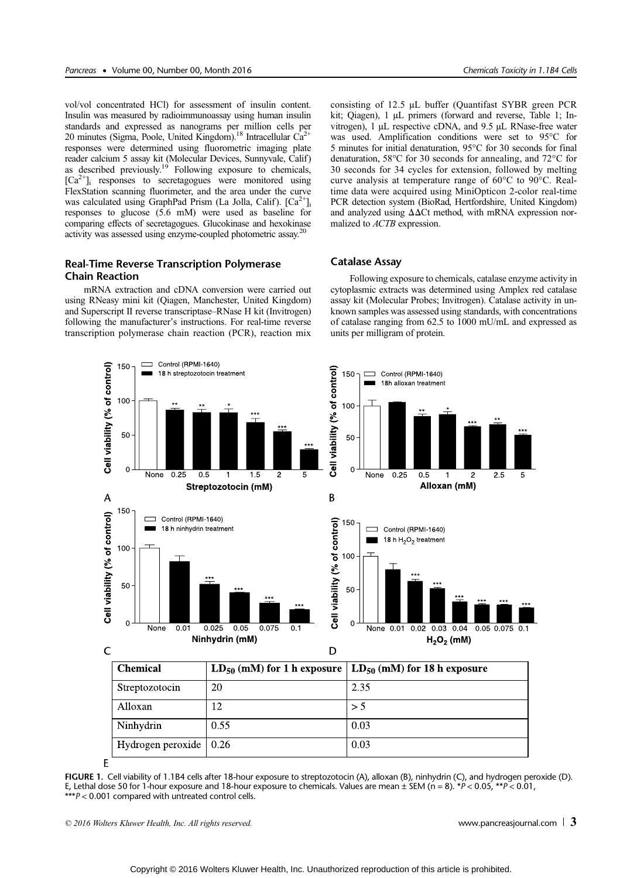vol/vol concentrated HCl) for assessment of insulin content. Insulin was measured by radioimmunoassay using human insulin standards and expressed as nanograms per million cells per 20 minutes (Sigma, Poole, United Kingdom).[18] Intracellular $Ca^{2+}$ responses were determined using fluorometric imaging plate reader calcium 5 assay kit (Molecular Devices, Sunnyvale, Calif) as described previously.[19] Following exposure to chemicals, $[Ca^{2+}]_i$ responses to secretagogues were monitored using FlexStation scanning fluorimeter, and the area under the curve was calculated using GraphPad Prism (La Jolla, Calif). $[Ca^{2+}]_i$ responses to glucose (5.6 mM) were used as baseline for comparing effects of secretagogues. Glucokinase and hexokinase activity was assessed using enzyme-coupled photometric assay.[20]

### Real-Time Reverse Transcription Polymerase Chain Reaction

mRNA extraction and cDNA conversion were carried out using RNeasy mini kit (Qiagen, Manchester, United Kingdom) and Superscript II reverse transcriptase–RNase H kit (Invitrogen) following the manufacturer's instructions. For real-time reverse transcription polymerase chain reaction (PCR), reaction mix consisting of 12.5 μL buffer (Quantifast SYBR green PCR kit; Qiagen), 1 μL primers (forward and reverse, Table 1; Invitrogen), 1 μL respective cDNA, and 9.5 μL RNase-free water was used. Amplification conditions were set to 95°C for 5 minutes for initial denaturation, 95°C for 30 seconds for final denaturation, 58°C for 30 seconds for annealing, and 72°C for 30 seconds for 34 cycles for extension, followed by melting curve analysis at temperature range of 60°C to 90°C. Real-time data were acquired using MiniOpticon 2-color real-time PCR detection system (BioRad, Hertfordshire, United Kingdom) and analyzed using ΔΔCt method, with mRNA expression normalized to *ACTB* expression.

### Catalase Assay

Following exposure to chemicals, catalase enzyme activity in cytoplasmic extracts was determined using Amplex red catalase assay kit (Molecular Probes; Invitrogen). Catalase activity in unknown samples was assessed using standards, with concentrations of catalase ranging from 62.5 to 1000 mU/mL and expressed as units per milligram of protein.

| Chemical | $LD_{50}$ (mM) for 1 h exposure | $LD_{50}$ (mM) for 18 h exposure |
|---|---|---|
| Streptozotocin | 20 | 2.35 |
| Alloxan | 12 | > 5 |
| Ninhydrin | 0.55 | 0.03 |
| Hydrogen peroxide | 0.26 | 0.03 |

**FIGURE 1.** Cell viability of 1.1B4 cells after 18-hour exposure to streptozotocin (A), alloxan (B), ninhydrin (C), and hydrogen peroxide (D). E, Lethal dose 50 for 1-hour exposure and 18-hour exposure to chemicals. Values are mean ± SEM (n = 8). \*$P < 0.05$, \*\*$P < 0.01$, \*\*\*$P < 0.001$ compared with untreated control cells.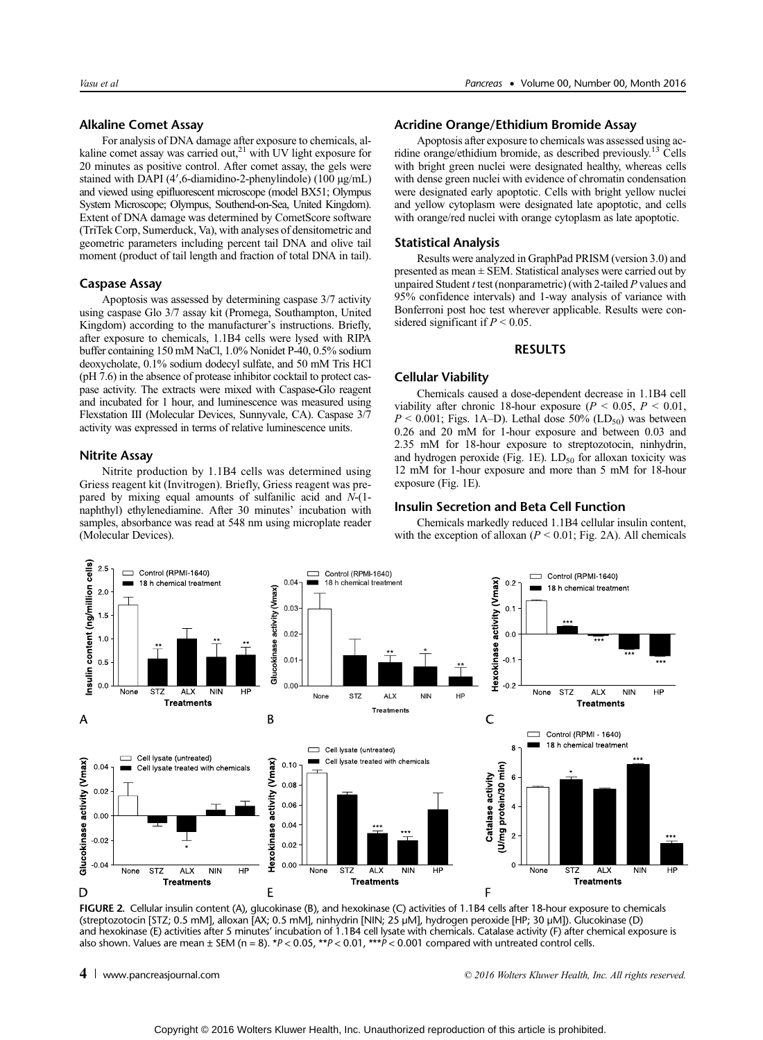### Alkaline Comet Assay

For analysis of DNA damage after exposure to chemicals, alkaline comet assay was carried out,[21] with UV light exposure for 20 minutes as positive control. After comet assay, the gels were stained with DAPI (4′,6-diamidino-2-phenylindole) (100 μg/mL) and viewed using epifluorescent microscope (model BX51; Olympus System Microscope; Olympus, Southend-on-Sea, United Kingdom). Extent of DNA damage was determined by CometScore software (TriTek Corp, Sumerduck, Va), with analyses of densitometric and geometric parameters including percent tail DNA and olive tail moment (product of tail length and fraction of total DNA in tail).

### Caspase Assay

Apoptosis was assessed by determining caspase 3/7 activity using caspase Glo 3/7 assay kit (Promega, Southampton, United Kingdom) according to the manufacturer's instructions. Briefly, after exposure to chemicals, 1.1B4 cells were lysed with RIPA buffer containing 150 mM NaCl, 1.0% Nonidet P-40, 0.5% sodium deoxycholate, 0.1% sodium dodecyl sulfate, and 50 mM Tris HCl (pH 7.6) in the absence of protease inhibitor cocktail to protect caspase activity. The extracts were mixed with Caspase-Glo reagent and incubated for 1 hour, and luminescence was measured using Flexstation III (Molecular Devices, Sunnyvale, CA). Caspase 3/7 activity was expressed in terms of relative luminescence units.

### Nitrite Assay

Nitrite production by 1.1B4 cells was determined using Griess reagent kit (Invitrogen). Briefly, Griess reagent was prepared by mixing equal amounts of sulfanilic acid and *N*-(1-naphthyl) ethylenediamine. After 30 minutes' incubation with samples, absorbance was read at 548 nm using microplate reader (Molecular Devices).

### Acridine Orange/Ethidium Bromide Assay

Apoptosis after exposure to chemicals was assessed using acridine orange/ethidium bromide, as described previously.[13] Cells with bright green nuclei were designated healthy, whereas cells with dense green nuclei with evidence of chromatin condensation were designated early apoptotic. Cells with bright yellow nuclei and yellow cytoplasm were designated late apoptotic, and cells with orange/red nuclei with orange cytoplasm as late apoptotic.

### Statistical Analysis

Results were analyzed in GraphPad PRISM (version 3.0) and presented as mean ± SEM. Statistical analyses were carried out by unpaired Student *t* test (nonparametric) (with 2-tailed *P* values and 95% confidence intervals) and 1-way analysis of variance with Bonferroni post hoc test wherever applicable. Results were considered significant if $P < 0.05$.

## RESULTS

### Cellular Viability

Chemicals caused a dose-dependent decrease in 1.1B4 cell viability after chronic 18-hour exposure ($P < 0.05$, $P < 0.01$, $P < 0.001$; Figs. 1A–D). Lethal dose 50% ($LD_{50}$) was between 0.26 and 20 mM for 1-hour exposure and between 0.03 and 2.35 mM for 18-hour exposure to streptozotocin, ninhydrin, and hydrogen peroxide (Fig. 1E). $LD_{50}$ for alloxan toxicity was 12 mM for 1-hour exposure and more than 5 mM for 18-hour exposure (Fig. 1E).

### Insulin Secretion and Beta Cell Function

Chemicals markedly reduced 1.1B4 cellular insulin content, with the exception of alloxan ($P < 0.01$; Fig. 2A). All chemicals

**FIGURE 2.** Cellular insulin content (A), glucokinase (B), and hexokinase (C) activities of 1.1B4 cells after 18-hour exposure to chemicals (streptozotocin [STZ; 0.5 mM], alloxan [AX; 0.5 mM], ninhydrin [NIN; 25 μM], hydrogen peroxide [HP; 30 μM]). Glucokinase (D) and hexokinase (E) activities after 5 minutes' incubation of 1.1B4 cell lysate with chemicals. Catalase activity (F) after chemical exposure is also shown. Values are mean ± SEM (n = 8). $^{*}P < 0.05$, $^{**}P < 0.01$, $^{***}P < 0.001$ compared with untreated control cells.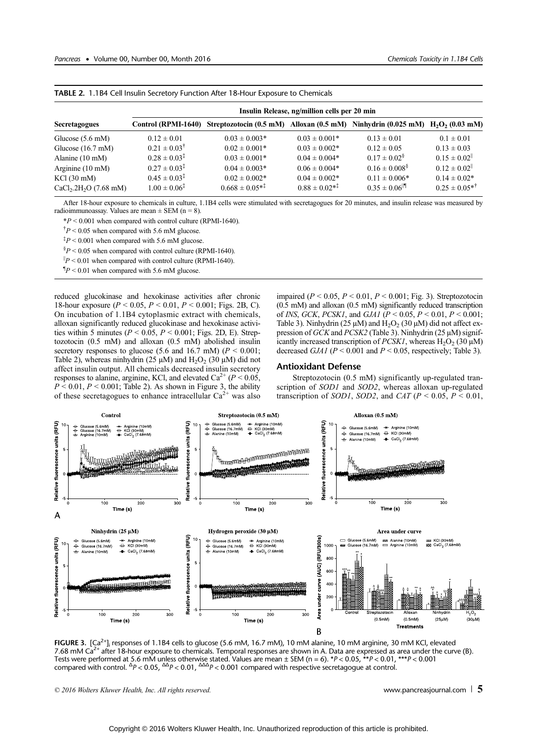**TABLE 2.** 1.1B4 Cell Insulin Secretory Function After 18-Hour Exposure to Chemicals

| | Insulin Release, ng/million cells per 20 min | | | | |
|---|---|---|---|---|---|
| **Secretagogues** | **Control (RPMI-1640)** | **Streptozotocin (0.5 mM)** | **Alloxan (0.5 mM)** | **Ninhydrin (0.025 mM)** | **$H_2O_2$ (0.03 mM)** |
| Glucose (5.6 mM) | 0.12 ± 0.01 | 0.03 ± 0.003* | 0.03 ± 0.001* | 0.13 ± 0.01 | 0.1 ± 0.01 |
| Glucose (16.7 mM) | 0.21 ± 0.03† | 0.02 ± 0.001* | 0.03 ± 0.002* | 0.12 ± 0.05 | 0.13 ± 0.03 |
| Alanine (10 mM) | 0.28 ± 0.03‡ | 0.03 ± 0.001* | 0.04 ± 0.004* | 0.17 ± 0.02§ | 0.15 ± 0.02‖ |
| Arginine (10 mM) | 0.27 ± 0.03‡ | 0.04 ± 0.003* | 0.06 ± 0.004* | 0.16 ± 0.008§ | 0.12 ± 0.02‖ |
| KCl (30 mM) | 0.45 ± 0.03‡ | 0.02 ± 0.002* | 0.04 ± 0.002* | 0.11 ± 0.006* | 0.14 ± 0.02* |
| $CaCl_2.2H_2O$ (7.68 mM) | 1.00 ± 0.06‡ | 0.668 ± 0.05*‡ | 0.88 ± 0.02*‡ | 0.35 ± 0.06‖¶ | 0.25 ± 0.05*† |

After 18-hour exposure to chemicals in culture, 1.1B4 cells were stimulated with secretagogues for 20 minutes, and insulin release was measured by radioimmunoassay. Values are mean ± SEM (n = 8).

*$P < 0.001$ when compared with control culture (RPMI-1640).

†$P < 0.05$ when compared with 5.6 mM glucose.

‡$P < 0.001$ when compared with 5.6 mM glucose.

§$P < 0.05$ when compared with control culture (RPMI-1640).

‖$P < 0.01$ when compared with control culture (RPMI-1640).

¶$P < 0.01$ when compared with 5.6 mM glucose.

reduced glucokinase and hexokinase activities after chronic 18-hour exposure ($P < 0.05$, $P < 0.01$, $P < 0.001$; Figs. 2B, C). On incubation of 1.1B4 cytoplasmic extract with chemicals, alloxan significantly reduced glucokinase and hexokinase activities within 5 minutes ($P < 0.05$, $P < 0.001$; Figs. 2D, E). Streptozotocin (0.5 mM) and alloxan (0.5 mM) abolished insulin secretory responses to glucose (5.6 and 16.7 mM) ($P < 0.001$; Table 2), whereas ninhydrin (25 μM) and $H_2O_2$ (30 μM) did not affect insulin output. All chemicals decreased insulin secretory responses to alanine, arginine, KCl, and elevated $Ca^{2+}$ ($P < 0.05$, $P < 0.01$, $P < 0.001$; Table 2). As shown in Figure 3, the ability of these secretagogues to enhance intracellular $Ca^{2+}$ was also impaired ($P < 0.05$, $P < 0.01$, $P < 0.001$; Fig. 3). Streptozotocin (0.5 mM) and alloxan (0.5 mM) significantly reduced transcription of *INS*, *GCK*, *PCSK1*, and *GJA1* ($P < 0.05$, $P < 0.01$, $P < 0.001$; Table 3). Ninhydrin (25 μM) and $H_2O_2$ (30 μM) did not affect expression of *GCK* and *PCSK2* (Table 3). Ninhydrin (25 μM) significantly increased transcription of *PCSK1*, whereas $H_2O_2$ (30 μM) decreased *GJA1* ($P < 0.001$ and $P < 0.05$, respectively; Table 3).

## Antioxidant Defense

Streptozotocin (0.5 mM) significantly up-regulated transcription of *SOD1* and *SOD2*, whereas alloxan up-regulated transcription of *SOD1*, *SOD2*, and *CAT* ($P < 0.05$, $P < 0.01$,

**FIGURE 3.** $[Ca^{2+}]_i$ responses of 1.1B4 cells to glucose (5.6 mM, 16.7 mM), 10 mM alanine, 10 mM arginine, 30 mM KCl, elevated 7.68 mM $Ca^{2+}$ after 18-hour exposure to chemicals. Temporal responses are shown in A. Data are expressed as area under the curve (B). Tests were performed at 5.6 mM unless otherwise stated. Values are mean ± SEM (n = 6). *$P < 0.05$, **$P < 0.01$, ***$P < 0.001$ compared with control. $^{\Delta}P < 0.05$, $^{\Delta\Delta}P < 0.01$, $^{\Delta\Delta\Delta}P < 0.001$ compared with respective secretagogue at control.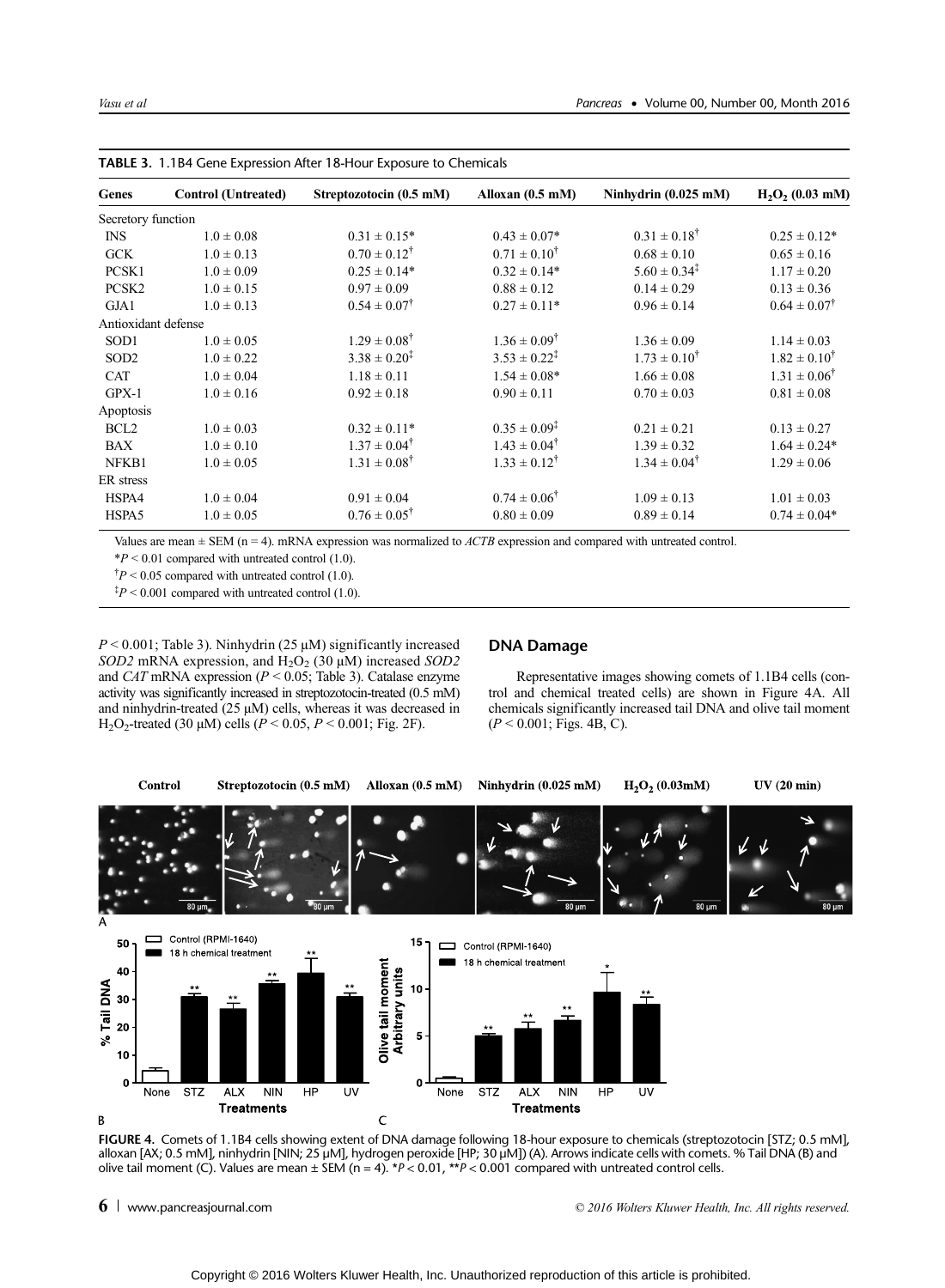**TABLE 3.** 1.1B4 Gene Expression After 18-Hour Exposure to Chemicals

| Genes | Control (Untreated) | Streptozotocin (0.5 mM) | Alloxan (0.5 mM) | Ninhydrin (0.025 mM) | $H_2O_2$ (0.03 mM) |
|---|---|---|---|---|---|
| Secretory function | | | | | |
| INS | 1.0 ± 0.08 | 0.31 ± 0.15* | 0.43 ± 0.07* | 0.31 ± 0.18† | 0.25 ± 0.12* |
| GCK | 1.0 ± 0.13 | 0.70 ± 0.12† | 0.71 ± 0.10† | 0.68 ± 0.10 | 0.65 ± 0.16 |
| PCSK1 | 1.0 ± 0.09 | 0.25 ± 0.14* | 0.32 ± 0.14* | 5.60 ± 0.34‡ | 1.17 ± 0.20 |
| PCSK2 | 1.0 ± 0.15 | 0.97 ± 0.09 | 0.88 ± 0.12 | 0.14 ± 0.29 | 0.13 ± 0.36 |
| GJA1 | 1.0 ± 0.13 | 0.54 ± 0.07† | 0.27 ± 0.11* | 0.96 ± 0.14 | 0.64 ± 0.07† |
| Antioxidant defense | | | | | |
| SOD1 | 1.0 ± 0.05 | 1.29 ± 0.08† | 1.36 ± 0.09† | 1.36 ± 0.09 | 1.14 ± 0.03 |
| SOD2 | 1.0 ± 0.22 | 3.38 ± 0.20‡ | 3.53 ± 0.22‡ | 1.73 ± 0.10† | 1.82 ± 0.10† |
| CAT | 1.0 ± 0.04 | 1.18 ± 0.11 | 1.54 ± 0.08* | 1.66 ± 0.08 | 1.31 ± 0.06† |
| GPX-1 | 1.0 ± 0.16 | 0.92 ± 0.18 | 0.90 ± 0.11 | 0.70 ± 0.03 | 0.81 ± 0.08 |
| Apoptosis | | | | | |
| BCL2 | 1.0 ± 0.03 | 0.32 ± 0.11* | 0.35 ± 0.09‡ | 0.21 ± 0.21 | 0.13 ± 0.27 |
| BAX | 1.0 ± 0.10 | 1.37 ± 0.04† | 1.43 ± 0.04† | 1.39 ± 0.32 | 1.64 ± 0.24* |
| NFKB1 | 1.0 ± 0.05 | 1.31 ± 0.08† | 1.33 ± 0.12† | 1.34 ± 0.04† | 1.29 ± 0.06 |
| ER stress | | | | | |
| HSPA4 | 1.0 ± 0.04 | 0.91 ± 0.04 | 0.74 ± 0.06† | 1.09 ± 0.13 | 1.01 ± 0.03 |
| HSPA5 | 1.0 ± 0.05 | 0.76 ± 0.05† | 0.80 ± 0.09 | 0.89 ± 0.14 | 0.74 ± 0.04* |

Values are mean ± SEM (n = 4). mRNA expression was normalized to *ACTB* expression and compared with untreated control.

*$P < 0.01$ compared with untreated control (1.0).

†$P < 0.05$ compared with untreated control (1.0).

‡$P < 0.001$ compared with untreated control (1.0).

$P < 0.001$; Table 3). Ninhydrin (25 μM) significantly increased *SOD2* mRNA expression, and $H_2O_2$ (30 μM) increased *SOD2* and *CAT* mRNA expression ($P < 0.05$; Table 3). Catalase enzyme activity was significantly increased in streptozotocin-treated (0.5 mM) and ninhydrin-treated (25 μM) cells, whereas it was decreased in $H_2O_2$-treated (30 μM) cells ($P < 0.05$, $P < 0.001$; Fig. 2F).

## DNA Damage

Representative images showing comets of 1.1B4 cells (control and chemical treated cells) are shown in Figure 4A. All chemicals significantly increased tail DNA and olive tail moment ($P < 0.001$; Figs. 4B, C).

**FIGURE 4.** Comets of 1.1B4 cells showing extent of DNA damage following 18-hour exposure to chemicals (streptozotocin [STZ; 0.5 mM], alloxan [AX; 0.5 mM], ninhydrin [NIN; 25 μM], hydrogen peroxide [HP; 30 μM]) (A). Arrows indicate cells with comets. % Tail DNA (B) and olive tail moment (C). Values are mean ± SEM (n = 4). *$P < 0.01$, **$P < 0.001$ compared with untreated control cells.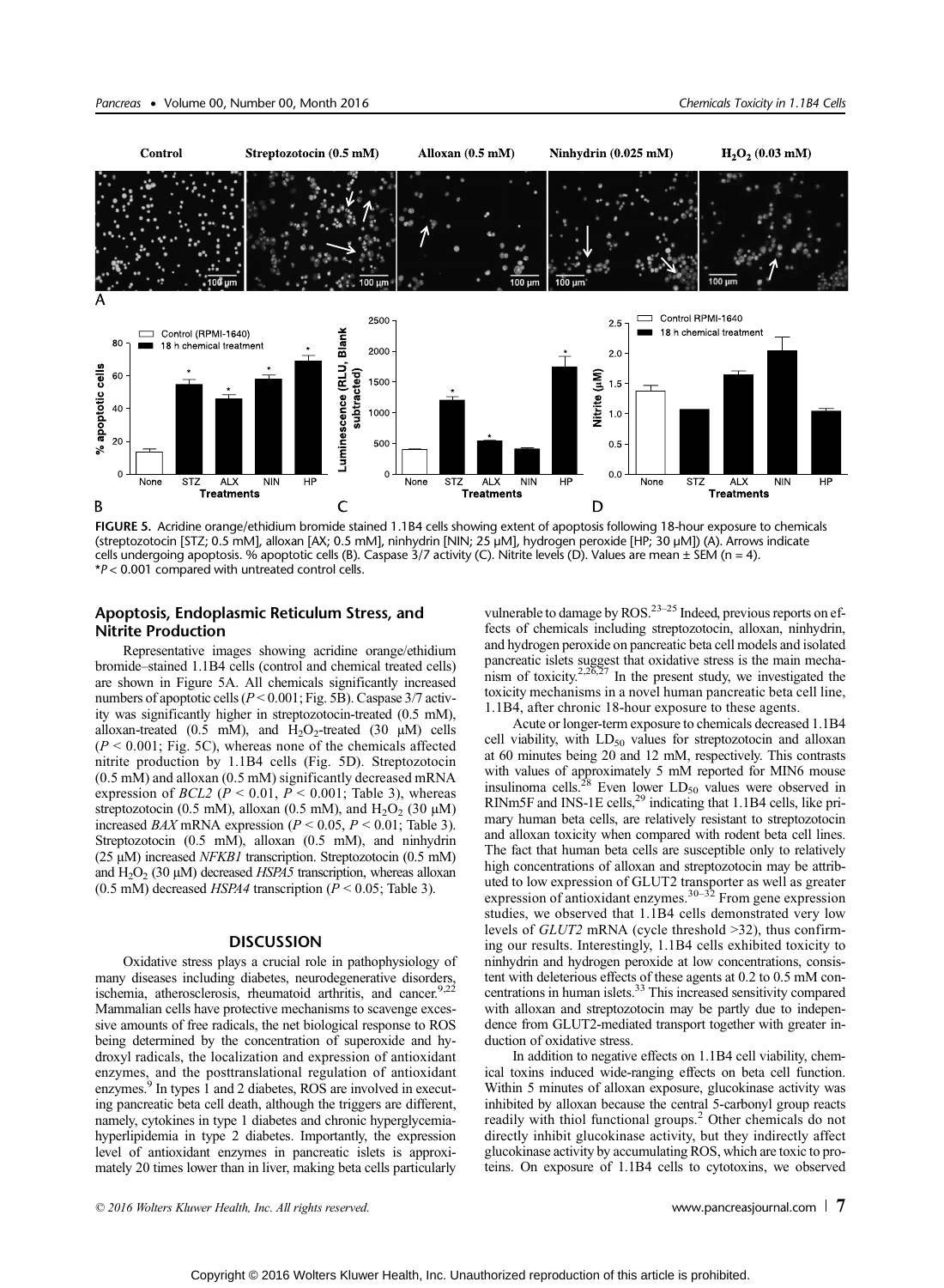FIGURE 5. Acridine orange/ethidium bromide stained 1.1B4 cells showing extent of apoptosis following 18-hour exposure to chemicals (streptozotocin [STZ; 0.5 mM], alloxan [AX; 0.5 mM], ninhydrin [NIN; 25 μM], hydrogen peroxide [HP; 30 μM]) (A). Arrows indicate cells undergoing apoptosis. % apoptotic cells (B). Caspase 3/7 activity (C). Nitrite levels (D). Values are mean ± SEM (n = 4). *$P < 0.001$ compared with untreated control cells.

## Apoptosis, Endoplasmic Reticulum Stress, and Nitrite Production

Representative images showing acridine orange/ethidium bromide–stained 1.1B4 cells (control and chemical treated cells) are shown in Figure 5A. All chemicals significantly increased numbers of apoptotic cells ($P < 0.001$; Fig. 5B). Caspase 3/7 activity was significantly higher in streptozotocin-treated (0.5 mM), alloxan-treated (0.5 mM), and $H_2O_2$-treated (30 μM) cells ($P < 0.001$; Fig. 5C), whereas none of the chemicals affected nitrite production by 1.1B4 cells (Fig. 5D). Streptozotocin (0.5 mM) and alloxan (0.5 mM) significantly decreased mRNA expression of *BCL2* ($P < 0.01$, $P < 0.001$; Table 3), whereas streptozotocin (0.5 mM), alloxan (0.5 mM), and $H_2O_2$ (30 μM) increased *BAX* mRNA expression ($P < 0.05$, $P < 0.01$; Table 3). Streptozotocin (0.5 mM), alloxan (0.5 mM), and ninhydrin (25 μM) increased *NFKB1* transcription. Streptozotocin (0.5 mM) and $H_2O_2$ (30 μM) decreased *HSPA5* transcription, whereas alloxan (0.5 mM) decreased *HSPA4* transcription ($P < 0.05$; Table 3).

## DISCUSSION

Oxidative stress plays a crucial role in pathophysiology of many diseases including diabetes, neurodegenerative disorders, ischemia, atherosclerosis, rheumatoid arthritis, and cancer.[9,22] Mammalian cells have protective mechanisms to scavenge excessive amounts of free radicals, the net biological response to ROS being determined by the concentration of superoxide and hydroxyl radicals, the localization and expression of antioxidant enzymes, and the posttranslational regulation of antioxidant enzymes.[9] In types 1 and 2 diabetes, ROS are involved in executing pancreatic beta cell death, although the triggers are different, namely, cytokines in type 1 diabetes and chronic hyperglycemia-hyperlipidemia in type 2 diabetes. Importantly, the expression level of antioxidant enzymes in pancreatic islets is approximately 20 times lower than in liver, making beta cells particularly vulnerable to damage by ROS.[23–25] Indeed, previous reports on effects of chemicals including streptozotocin, alloxan, ninhydrin, and hydrogen peroxide on pancreatic beta cell models and isolated pancreatic islets suggest that oxidative stress is the main mechanism of toxicity.[2,26,27] In the present study, we investigated the toxicity mechanisms in a novel human pancreatic beta cell line, 1.1B4, after chronic 18-hour exposure to these agents.

Acute or longer-term exposure to chemicals decreased 1.1B4 cell viability, with $LD_{50}$ values for streptozotocin and alloxan at 60 minutes being 20 and 12 mM, respectively. This contrasts with values of approximately 5 mM reported for MIN6 mouse insulinoma cells.[28] Even lower $LD_{50}$ values were observed in RINm5F and INS-1E cells,[29] indicating that 1.1B4 cells, like primary human beta cells, are relatively resistant to streptozotocin and alloxan toxicity when compared with rodent beta cell lines. The fact that human beta cells are susceptible only to relatively high concentrations of alloxan and streptozotocin may be attributed to low expression of GLUT2 transporter as well as greater expression of antioxidant enzymes.[30–32] From gene expression studies, we observed that 1.1B4 cells demonstrated very low levels of *GLUT2* mRNA (cycle threshold >32), thus confirming our results. Interestingly, 1.1B4 cells exhibited toxicity to ninhydrin and hydrogen peroxide at low concentrations, consistent with deleterious effects of these agents at 0.2 to 0.5 mM concentrations in human islets.[33] This increased sensitivity compared with alloxan and streptozotocin may be partly due to independence from GLUT2-mediated transport together with greater induction of oxidative stress.

In addition to negative effects on 1.1B4 cell viability, chemical toxins induced wide-ranging effects on beta cell function. Within 5 minutes of alloxan exposure, glucokinase activity was inhibited by alloxan because the central 5-carbonyl group reacts readily with thiol functional groups.[2] Other chemicals do not directly inhibit glucokinase activity, but they indirectly affect glucokinase activity by accumulating ROS, which are toxic to proteins. On exposure of 1.1B4 cells to cytotoxins, we observed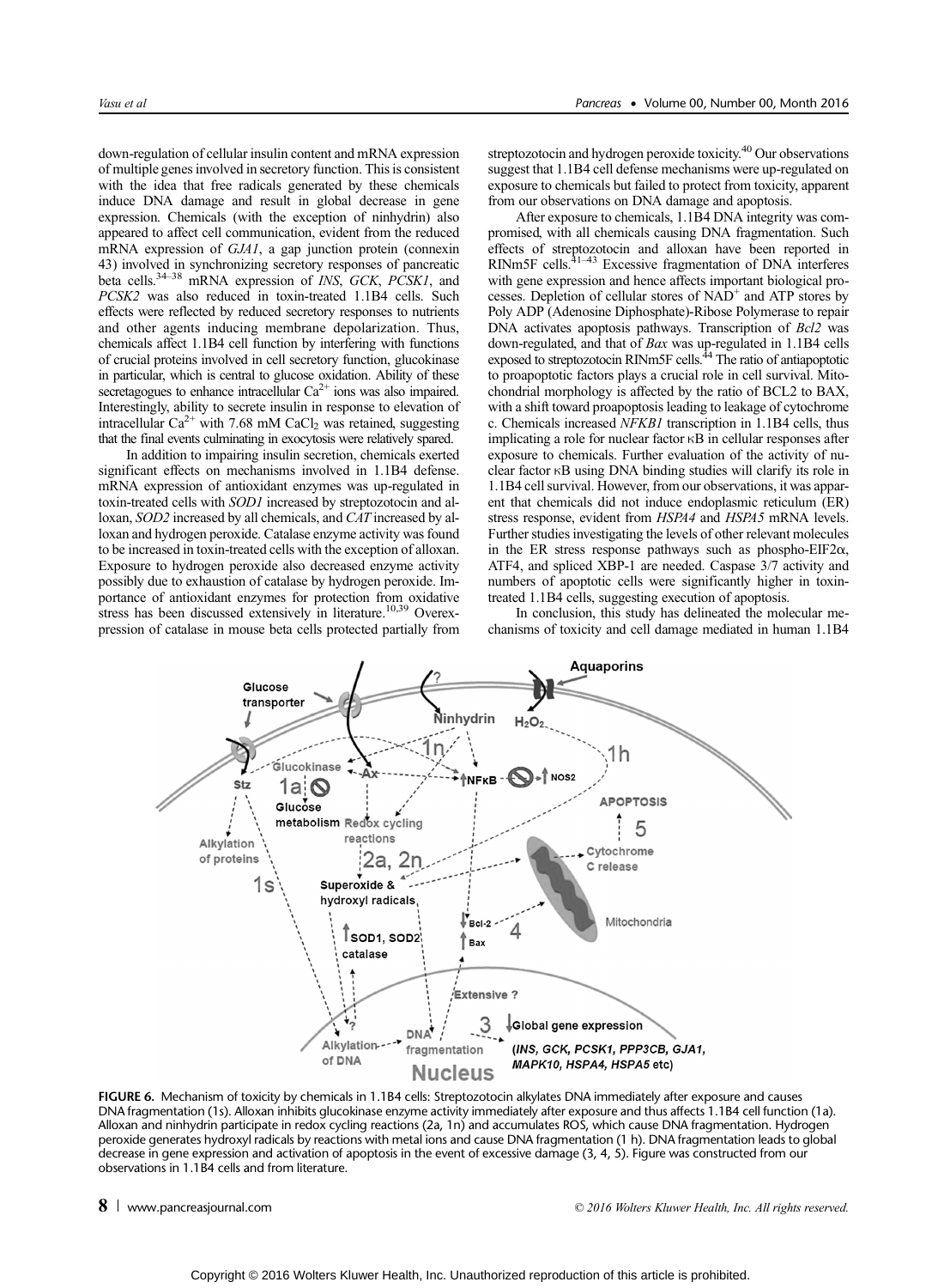down-regulation of cellular insulin content and mRNA expression of multiple genes involved in secretory function. This is consistent with the idea that free radicals generated by these chemicals induce DNA damage and result in global decrease in gene expression. Chemicals (with the exception of ninhydrin) also appeared to affect cell communication, evident from the reduced mRNA expression of *GJA1*, a gap junction protein (connexin 43) involved in synchronizing secretory responses of pancreatic beta cells.[34–38] mRNA expression of *INS*, *GCK*, *PCSK1*, and *PCSK2* was also reduced in toxin-treated 1.1B4 cells. Such effects were reflected by reduced secretory responses to nutrients and other agents inducing membrane depolarization. Thus, chemicals affect 1.1B4 cell function by interfering with functions of crucial proteins involved in cell secretory function, glucokinase in particular, which is central to glucose oxidation. Ability of these secretagogues to enhance intracellular $Ca^{2+}$ ions was also impaired. Interestingly, ability to secrete insulin in response to elevation of intracellular $Ca^{2+}$ with 7.68 mM $CaCl_2$ was retained, suggesting that the final events culminating in exocytosis were relatively spared.

In addition to impairing insulin secretion, chemicals exerted significant effects on mechanisms involved in 1.1B4 defense. mRNA expression of antioxidant enzymes was up-regulated in toxin-treated cells with *SOD1* increased by streptozotocin and alloxan, *SOD2* increased by all chemicals, and *CAT* increased by alloxan and hydrogen peroxide. Catalase enzyme activity was found to be increased in toxin-treated cells with the exception of alloxan. Exposure to hydrogen peroxide also decreased enzyme activity possibly due to exhaustion of catalase by hydrogen peroxide. Importance of antioxidant enzymes for protection from oxidative stress has been discussed extensively in literature.[10,39] Overexpression of catalase in mouse beta cells protected partially from streptozotocin and hydrogen peroxide toxicity.[40] Our observations suggest that 1.1B4 cell defense mechanisms were up-regulated on exposure to chemicals but failed to protect from toxicity, apparent from our observations on DNA damage and apoptosis.

After exposure to chemicals, 1.1B4 DNA integrity was compromised, with all chemicals causing DNA fragmentation. Such effects of streptozotocin and alloxan have been reported in RINm5F cells.[41–43] Excessive fragmentation of DNA interferes with gene expression and hence affects important biological processes. Depletion of cellular stores of $NAD^+$ and ATP stores by Poly ADP (Adenosine Diphosphate)-Ribose Polymerase to repair DNA activates apoptosis pathways. Transcription of *Bcl2* was down-regulated, and that of *Bax* was up-regulated in 1.1B4 cells exposed to streptozotocin RINm5F cells.[44] The ratio of antiapoptotic to proapoptotic factors plays a crucial role in cell survival. Mitochondrial morphology is affected by the ratio of BCL2 to BAX, with a shift toward proapoptosis leading to leakage of cytochrome c. Chemicals increased *NFKB1* transcription in 1.1B4 cells, thus implicating a role for nuclear factor κB in cellular responses after exposure to chemicals. Further evaluation of the activity of nuclear factor κB using DNA binding studies will clarify its role in 1.1B4 cell survival. However, from our observations, it was apparent that chemicals did not induce endoplasmic reticulum (ER) stress response, evident from *HSPA4* and *HSPA5* mRNA levels. Further studies investigating the levels of other relevant molecules in the ER stress response pathways such as phospho-EIF2α, ATF4, and spliced XBP-1 are needed. Caspase 3/7 activity and numbers of apoptotic cells were significantly higher in toxin-treated 1.1B4 cells, suggesting execution of apoptosis.

In conclusion, this study has delineated the molecular mechanisms of toxicity and cell damage mediated in human 1.1B4

**FIGURE 6.** Mechanism of toxicity by chemicals in 1.1B4 cells: Streptozotocin alkylates DNA immediately after exposure and causes DNA fragmentation (1s). Alloxan inhibits glucokinase enzyme activity immediately after exposure and thus affects 1.1B4 cell function (1a). Alloxan and ninhydrin participate in redox cycling reactions (2a, 1n) and accumulates ROS, which cause DNA fragmentation. Hydrogen peroxide generates hydroxyl radicals by reactions with metal ions and cause DNA fragmentation (1 h). DNA fragmentation leads to global decrease in gene expression and activation of apoptosis in the event of excessive damage (3, 4, 5). Figure was constructed from our observations in 1.1B4 cells and from literature.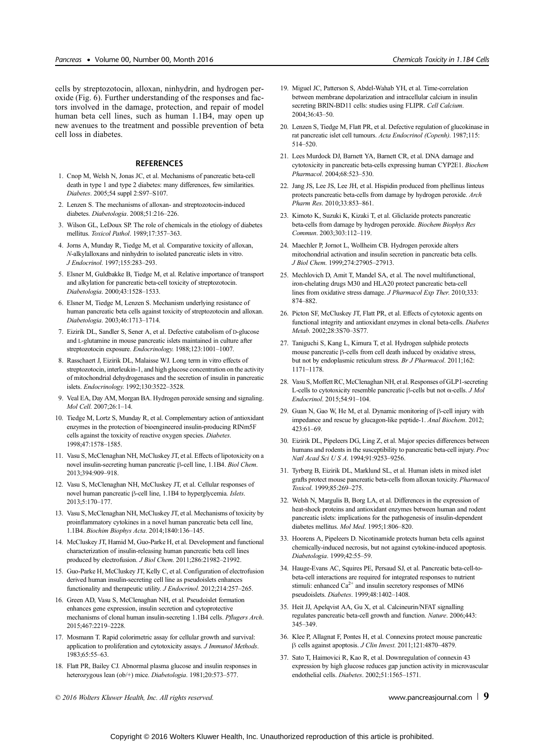cells by streptozotocin, alloxan, ninhydrin, and hydrogen peroxide (Fig. 6). Further understanding of the responses and factors involved in the damage, protection, and repair of model human beta cell lines, such as human 1.1B4, may open up new avenues to the treatment and possible prevention of beta cell loss in diabetes.

## REFERENCES

1. Cnop M, Welsh N, Jonas JC, et al. Mechanisms of pancreatic beta-cell death in type 1 and type 2 diabetes: many differences, few similarities. *Diabetes*. 2005;54 suppl 2:S97–S107.
2. Lenzen S. The mechanisms of alloxan- and streptozotocin-induced diabetes. *Diabetologia*. 2008;51:216–226.
3. Wilson GL, LeDoux SP. The role of chemicals in the etiology of diabetes mellitus. *Toxicol Pathol*. 1989;17:357–363.
4. Jorns A, Munday R, Tiedge M, et al. Comparative toxicity of alloxan, *N*-alkylalloxans and ninhydrin to isolated pancreatic islets in vitro. *J Endocrinol*. 1997;155:283–293.
5. Elsner M, Guldbakke B, Tiedge M, et al. Relative importance of transport and alkylation for pancreatic beta-cell toxicity of streptozotocin. *Diabetologia*. 2000;43:1528–1533.
6. Elsner M, Tiedge M, Lenzen S. Mechanism underlying resistance of human pancreatic beta cells against toxicity of streptozotocin and alloxan. *Diabetologia*. 2003;46:1713–1714.
7. Eizirik DL, Sandler S, Sener A, et al. Defective catabolism of D-glucose and L-glutamine in mouse pancreatic islets maintained in culture after streptozotocin exposure. *Endocrinology*. 1988;123:1001–1007.
8. Rasschaert J, Eizirik DL, Malaisse WJ. Long term in vitro effects of streptozotocin, interleukin-1, and high glucose concentration on the activity of mitochondrial dehydrogenases and the secretion of insulin in pancreatic islets. *Endocrinology*. 1992;130:3522–3528.
9. Veal EA, Day AM, Morgan BA. Hydrogen peroxide sensing and signaling. *Mol Cell*. 2007;26:1–14.
10. Tiedge M, Lortz S, Munday R, et al. Complementary action of antioxidant enzymes in the protection of bioengineered insulin-producing RINm5F cells against the toxicity of reactive oxygen species. *Diabetes*. 1998;47:1578–1585.
11. Vasu S, McClenaghan NH, McCluskey JT, et al. Effects of lipotoxicity on a novel insulin-secreting human pancreatic β-cell line, 1.1B4. *Biol Chem*. 2013;394:909–918.
12. Vasu S, McClenaghan NH, McCluskey JT, et al. Cellular responses of novel human pancreatic β-cell line, 1.1B4 to hyperglycemia. *Islets*. 2013;5:170–177.
13. Vasu S, McClenaghan NH, McCluskey JT, et al. Mechanisms of toxicity by proinflammatory cytokines in a novel human pancreatic beta cell line, 1.1B4. *Biochim Biophys Acta*. 2014;1840:136–145.
14. McCluskey JT, Hamid M, Guo-Parke H, et al. Development and functional characterization of insulin-releasing human pancreatic beta cell lines produced by electrofusion. *J Biol Chem*. 2011;286:21982–21992.
15. Guo-Parke H, McCluskey JT, Kelly C, et al. Configuration of electrofusion derived human insulin-secreting cell line as pseudoislets enhances functionality and therapeutic utility. *J Endocrinol*. 2012;214:257–265.
16. Green AD, Vasu S, McClenaghan NH, et al. Pseudoislet formation enhances gene expression, insulin secretion and cytoprotective mechanisms of clonal human insulin-secreting 1.1B4 cells. *Pflugers Arch*. 2015;467:2219–2228.
17. Mosmann T. Rapid colorimetric assay for cellular growth and survival: application to proliferation and cytotoxicity assays. *J Immunol Methods*. 1983;65:55–63.
18. Flatt PR, Bailey CJ. Abnormal plasma glucose and insulin responses in heterozygous lean (ob/+) mice. *Diabetologia*. 1981;20:573–577.
19. Miguel JC, Patterson S, Abdel-Wahab YH, et al. Time-correlation between membrane depolarization and intracellular calcium in insulin secreting BRIN-BD11 cells: studies using FLIPR. *Cell Calcium*. 2004;36:43–50.
20. Lenzen S, Tiedge M, Flatt PR, et al. Defective regulation of glucokinase in rat pancreatic islet cell tumours. *Acta Endocrinol (Copenh)*. 1987;115:514–520.
21. Lees Murdock DJ, Barnett YA, Barnett CR, et al. DNA damage and cytotoxicity in pancreatic beta-cells expressing human CYP2E1. *Biochem Pharmacol*. 2004;68:523–530.
22. Jang JS, Lee JS, Lee JH, et al. Hispidin produced from phellinus linteus protects pancreatic beta-cells from damage by hydrogen peroxide. *Arch Pharm Res*. 2010;33:853–861.
23. Kimoto K, Suzuki K, Kizaki T, et al. Gliclazide protects pancreatic beta-cells from damage by hydrogen peroxide. *Biochem Biophys Res Commun*. 2003;303:112–119.
24. Maechler P, Jornot L, Wollheim CB. Hydrogen peroxide alters mitochondrial activation and insulin secretion in pancreatic beta cells. *J Biol Chem*. 1999;274:27905–27913.
25. Mechlovich D, Amit T, Mandel SA, et al. The novel multifunctional, iron-chelating drugs M30 and HLA20 protect pancreatic beta-cell lines from oxidative stress damage. *J Pharmacol Exp Ther*. 2010;333:874–882.
26. Picton SF, McCluskey JT, Flatt PR, et al. Effects of cytotoxic agents on functional integrity and antioxidant enzymes in clonal beta-cells. *Diabetes Metab*. 2002;28:3S70–3S77.
27. Taniguchi S, Kang L, Kimura T, et al. Hydrogen sulphide protects mouse pancreatic β-cells from cell death induced by oxidative stress, but not by endoplasmic reticulum stress. *Br J Pharmacol*. 2011;162:1171–1178.
28. Vasu S, Moffett RC, McClenaghan NH, et al. Responses of GLP1-secreting L-cells to cytotoxicity resemble pancreatic β-cells but not α-cells. *J Mol Endocrinol*. 2015;54:91–104.
29. Guan N, Gao W, He M, et al. Dynamic monitoring of β-cell injury with impedance and rescue by glucagon-like peptide-1. *Anal Biochem*. 2012;423:61–69.
30. Eizirik DL, Pipeleers DG, Ling Z, et al. Major species differences between humans and rodents in the susceptibility to pancreatic beta-cell injury. *Proc Natl Acad Sci U S A*. 1994;91:9253–9256.
31. Tyrberg B, Eizirik DL, Marklund SL, et al. Human islets in mixed islet grafts protect mouse pancreatic beta-cells from alloxan toxicity. *Pharmacol Toxicol*. 1999;85:269–275.
32. Welsh N, Margulis B, Borg LA, et al. Differences in the expression of heat-shock proteins and antioxidant enzymes between human and rodent pancreatic islets: implications for the pathogenesis of insulin-dependent diabetes mellitus. *Mol Med*. 1995;1:806–820.
33. Hoorens A, Pipeleers D. Nicotinamide protects human beta cells against chemically-induced necrosis, but not against cytokine-induced apoptosis. *Diabetologia*. 1999;42:55–59.
34. Hauge-Evans AC, Squires PE, Persaud SJ, et al. Pancreatic beta-cell-to-beta-cell interactions are required for integrated responses to nutrient stimuli: enhanced $Ca^{2+}$ and insulin secretory responses of MIN6 pseudoislets. *Diabetes*. 1999;48:1402–1408.
35. Heit JJ, Apelqvist AA, Gu X, et al. Calcineurin/NFAT signalling regulates pancreatic beta-cell growth and function. *Nature*. 2006;443:345–349.
36. Klee P, Allagnat F, Pontes H, et al. Connexins protect mouse pancreatic β cells against apoptosis. *J Clin Invest*. 2011;121:4870–4879.
37. Sato T, Haimovici R, Kao R, et al. Downregulation of connexin 43 expression by high glucose reduces gap junction activity in microvascular endothelial cells. *Diabetes*. 2002;51:1565–1571.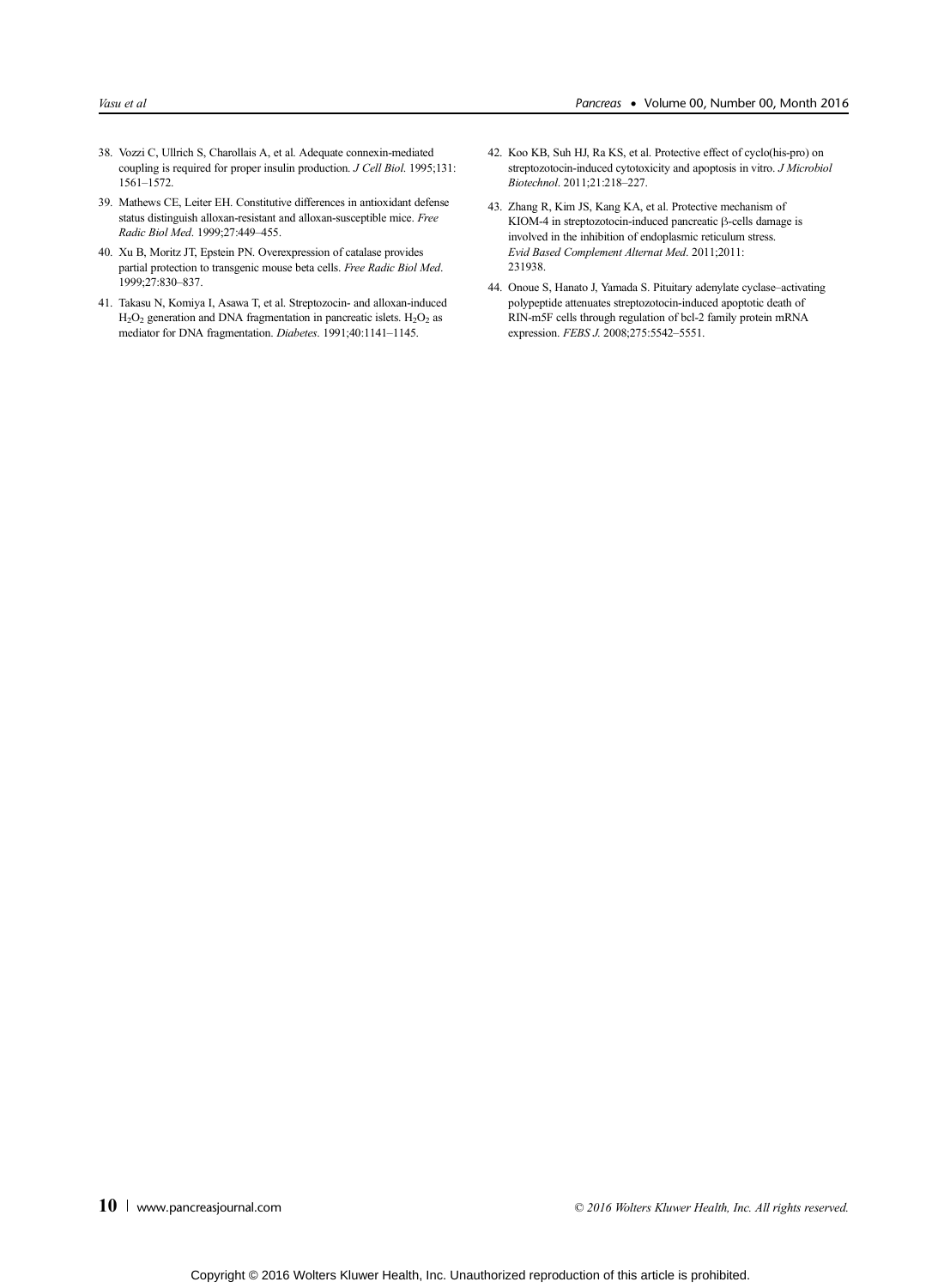38. Vozzi C, Ullrich S, Charollais A, et al. Adequate connexin-mediated coupling is required for proper insulin production. *J Cell Biol*. 1995;131: 1561–1572.

39. Mathews CE, Leiter EH. Constitutive differences in antioxidant defense status distinguish alloxan-resistant and alloxan-susceptible mice. *Free Radic Biol Med*. 1999;27:449–455.

40. Xu B, Moritz JT, Epstein PN. Overexpression of catalase provides partial protection to transgenic mouse beta cells. *Free Radic Biol Med*. 1999;27:830–837.

41. Takasu N, Komiya I, Asawa T, et al. Streptozocin- and alloxan-induced $H_2O_2$ generation and DNA fragmentation in pancreatic islets. $H_2O_2$ as mediator for DNA fragmentation. *Diabetes*. 1991;40:1141–1145.

42. Koo KB, Suh HJ, Ra KS, et al. Protective effect of cyclo(his-pro) on streptozotocin-induced cytotoxicity and apoptosis in vitro. *J Microbiol Biotechnol*. 2011;21:218–227.

43. Zhang R, Kim JS, Kang KA, et al. Protective mechanism of KIOM-4 in streptozotocin-induced pancreatic β-cells damage is involved in the inhibition of endoplasmic reticulum stress. *Evid Based Complement Alternat Med*. 2011;2011: 231938.

44. Onoue S, Hanato J, Yamada S. Pituitary adenylate cyclase–activating polypeptide attenuates streptozotocin-induced apoptotic death of RIN-m5F cells through regulation of bcl-2 family protein mRNA expression. *FEBS J*. 2008;275:5542–5551.